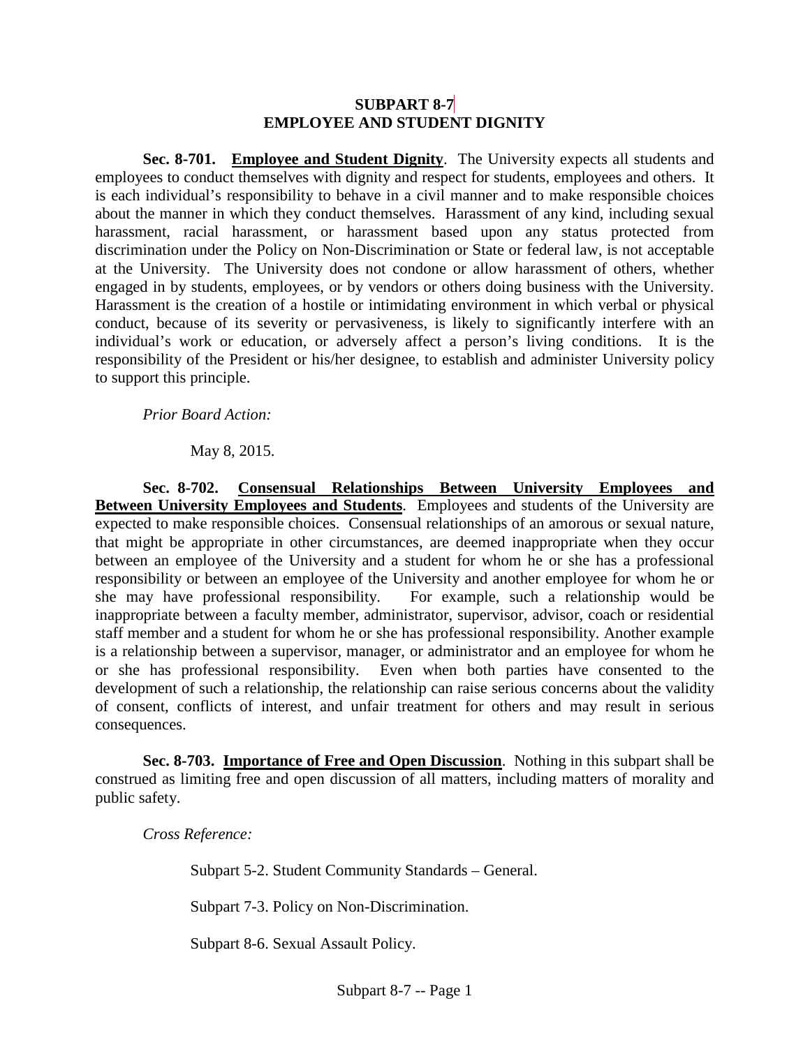## SUBPART 8-7
## EMPLOYEE AND STUDENT DIGNITY

**Sec. 8-701. Employee and Student Dignity**. The University expects all students and employees to conduct themselves with dignity and respect for students, employees and others. It is each individual's responsibility to behave in a civil manner and to make responsible choices about the manner in which they conduct themselves. Harassment of any kind, including sexual harassment, racial harassment, or harassment based upon any status protected from discrimination under the Policy on Non-Discrimination or State or federal law, is not acceptable at the University. The University does not condone or allow harassment of others, whether engaged in by students, employees, or by vendors or others doing business with the University. Harassment is the creation of a hostile or intimidating environment in which verbal or physical conduct, because of its severity or pervasiveness, is likely to significantly interfere with an individual's work or education, or adversely affect a person's living conditions. It is the responsibility of the President or his/her designee, to establish and administer University policy to support this principle.

*Prior Board Action:*

May 8, 2015.

**Sec. 8-702. Consensual Relationships Between University Employees and Between University Employees and Students**. Employees and students of the University are expected to make responsible choices. Consensual relationships of an amorous or sexual nature, that might be appropriate in other circumstances, are deemed inappropriate when they occur between an employee of the University and a student for whom he or she has a professional responsibility or between an employee of the University and another employee for whom he or she may have professional responsibility. For example, such a relationship would be inappropriate between a faculty member, administrator, supervisor, advisor, coach or residential staff member and a student for whom he or she has professional responsibility. Another example is a relationship between a supervisor, manager, or administrator and an employee for whom he or she has professional responsibility. Even when both parties have consented to the development of such a relationship, the relationship can raise serious concerns about the validity of consent, conflicts of interest, and unfair treatment for others and may result in serious consequences.

**Sec. 8-703. Importance of Free and Open Discussion**. Nothing in this subpart shall be construed as limiting free and open discussion of all matters, including matters of morality and public safety.

*Cross Reference:*

Subpart 5-2. Student Community Standards – General.

Subpart 7-3. Policy on Non-Discrimination.

Subpart 8-6. Sexual Assault Policy.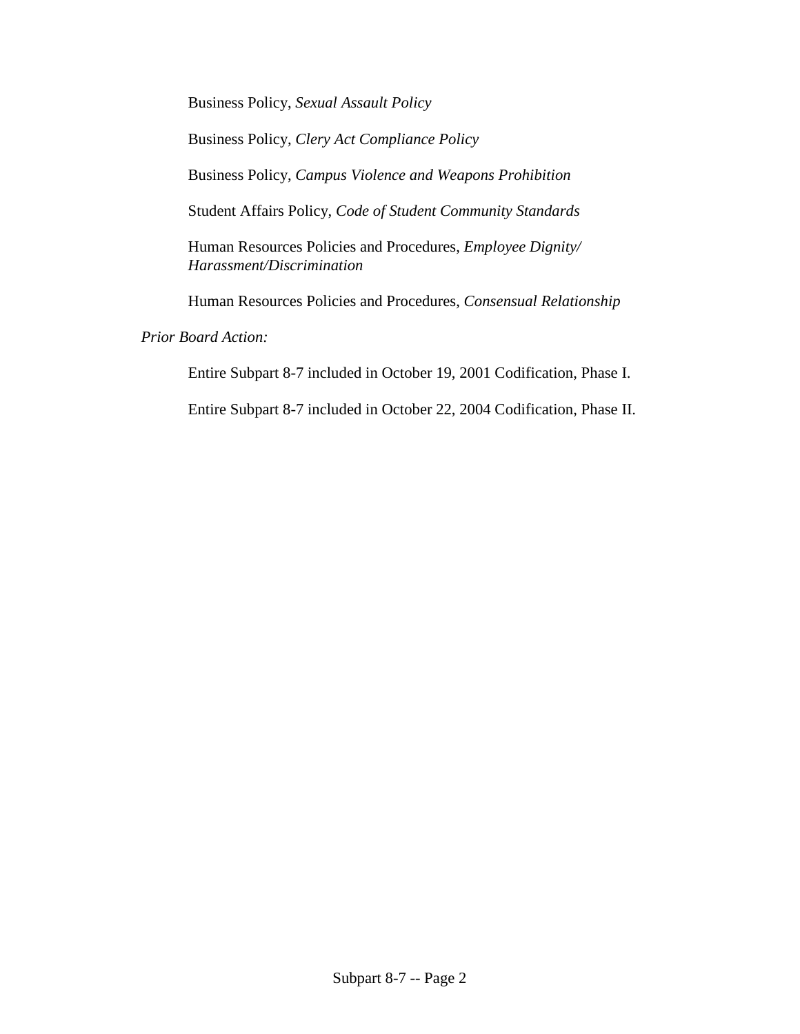Business Policy, *Sexual Assault Policy*

Business Policy, *Clery Act Compliance Policy*

Business Policy, *Campus Violence and Weapons Prohibition*

Student Affairs Policy, *Code of Student Community Standards*

Human Resources Policies and Procedures, *Employee Dignity/ Harassment/Discrimination*

Human Resources Policies and Procedures, *Consensual Relationship*

*Prior Board Action:*

Entire Subpart 8-7 included in October 19, 2001 Codification, Phase I.

Entire Subpart 8-7 included in October 22, 2004 Codification, Phase II.